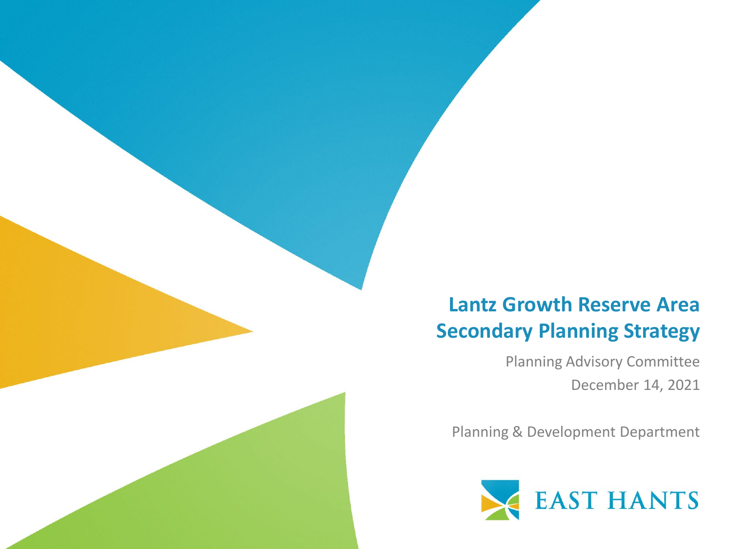# Lantz Growth Reserve Area Secondary Planning Strategy

Planning Advisory Committee

December 14, 2021

Planning & Development Department

EAST HANTS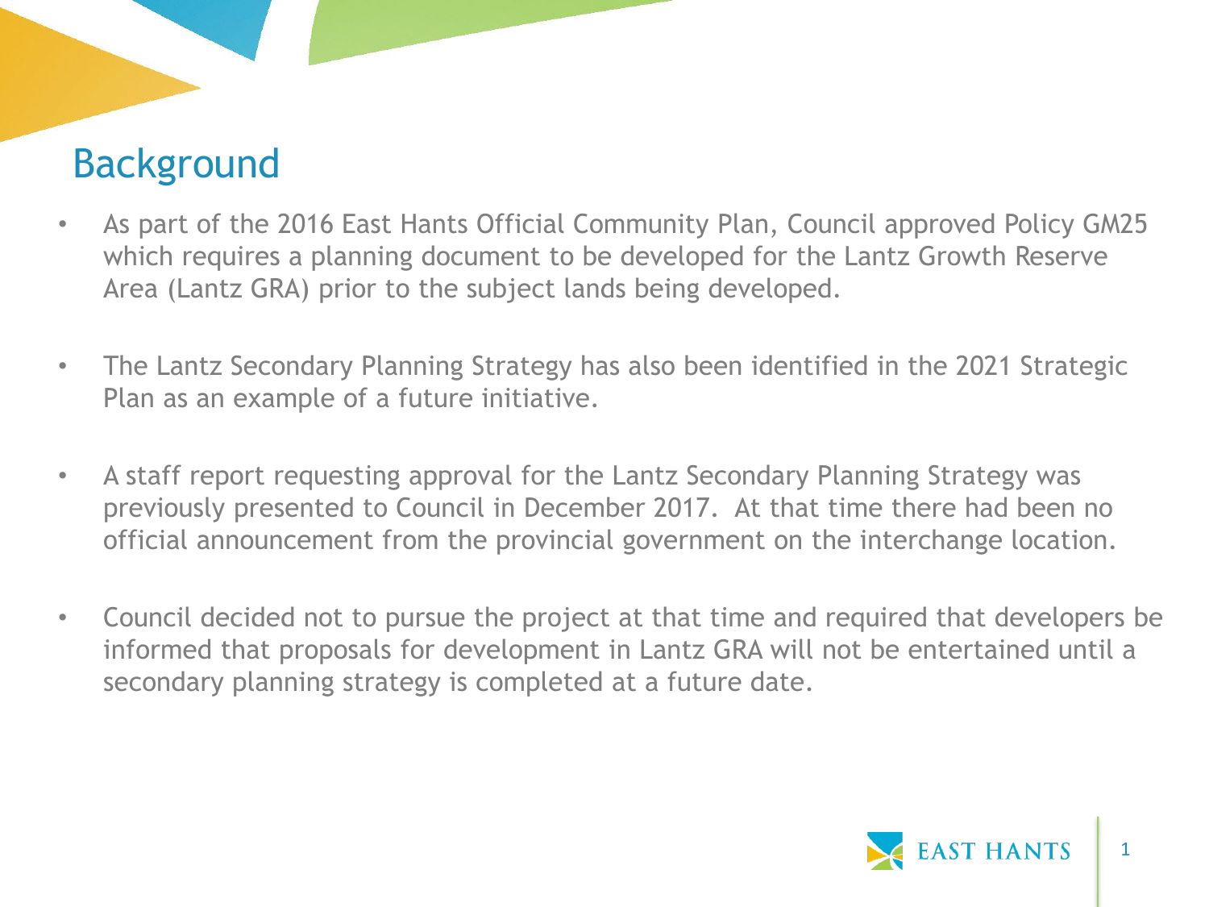# Background

- As part of the 2016 East Hants Official Community Plan, Council approved Policy GM25 which requires a planning document to be developed for the Lantz Growth Reserve Area (Lantz GRA) prior to the subject lands being developed.
- The Lantz Secondary Planning Strategy has also been identified in the 2021 Strategic Plan as an example of a future initiative.
- A staff report requesting approval for the Lantz Secondary Planning Strategy was previously presented to Council in December 2017. At that time there had been no official announcement from the provincial government on the interchange location.
- Council decided not to pursue the project at that time and required that developers be informed that proposals for development in Lantz GRA will not be entertained until a secondary planning strategy is completed at a future date.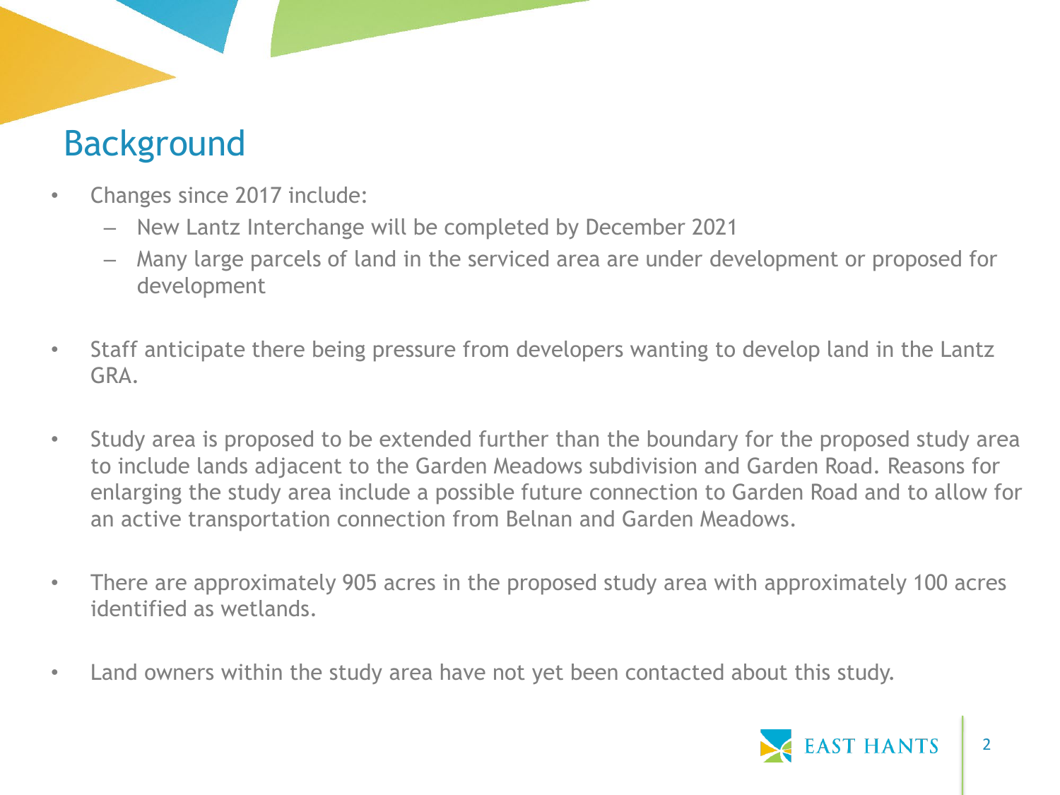# Background

- Changes since 2017 include:
  - New Lantz Interchange will be completed by December 2021
  - Many large parcels of land in the serviced area are under development or proposed for development

- Staff anticipate there being pressure from developers wanting to develop land in the Lantz GRA.

- Study area is proposed to be extended further than the boundary for the proposed study area to include lands adjacent to the Garden Meadows subdivision and Garden Road. Reasons for enlarging the study area include a possible future connection to Garden Road and to allow for an active transportation connection from Belnan and Garden Meadows.

- There are approximately 905 acres in the proposed study area with approximately 100 acres identified as wetlands.

- Land owners within the study area have not yet been contacted about this study.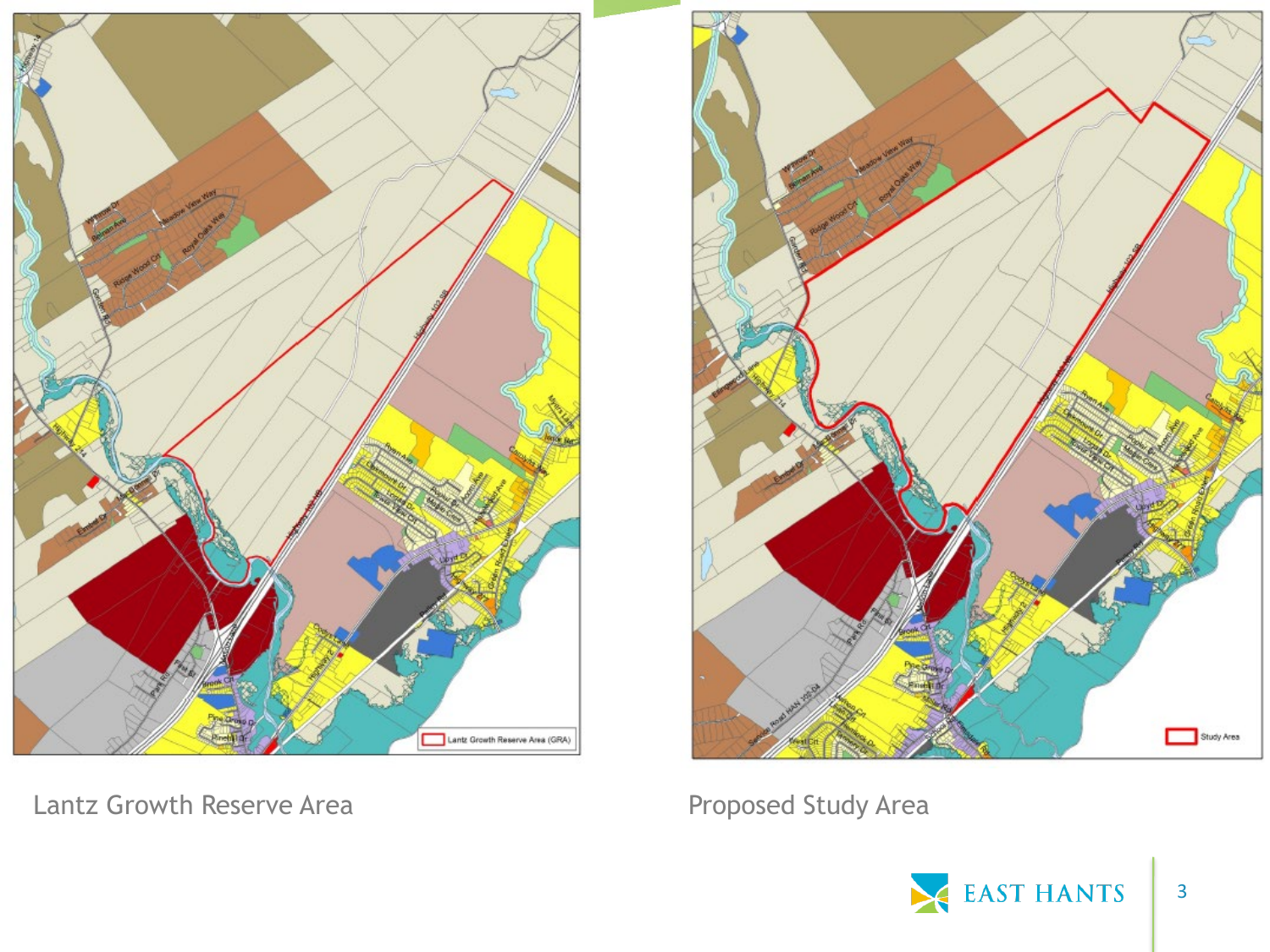Lantz Growth Reserve Area

Proposed Study Area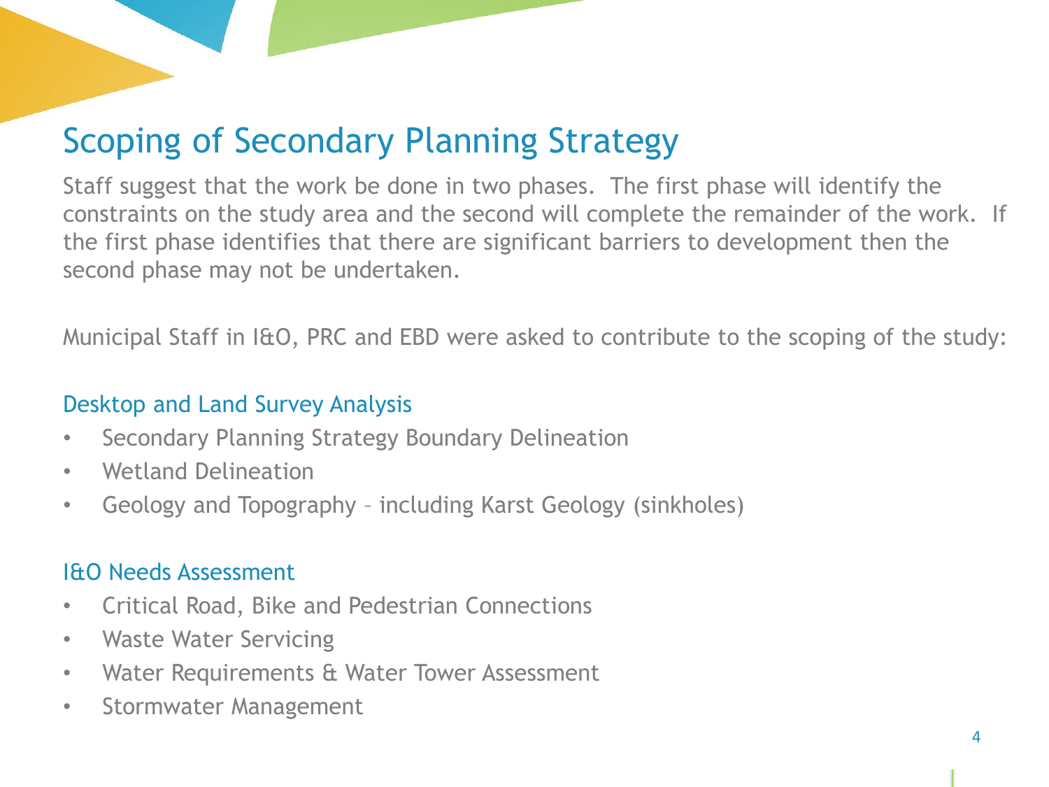# Scoping of Secondary Planning Strategy

Staff suggest that the work be done in two phases. The first phase will identify the constraints on the study area and the second will complete the remainder of the work. If the first phase identifies that there are significant barriers to development then the second phase may not be undertaken.

Municipal Staff in I&O, PRC and EBD were asked to contribute to the scoping of the study:

## Desktop and Land Survey Analysis

- Secondary Planning Strategy Boundary Delineation
- Wetland Delineation
- Geology and Topography – including Karst Geology (sinkholes)

## I&O Needs Assessment

- Critical Road, Bike and Pedestrian Connections
- Waste Water Servicing
- Water Requirements & Water Tower Assessment
- Stormwater Management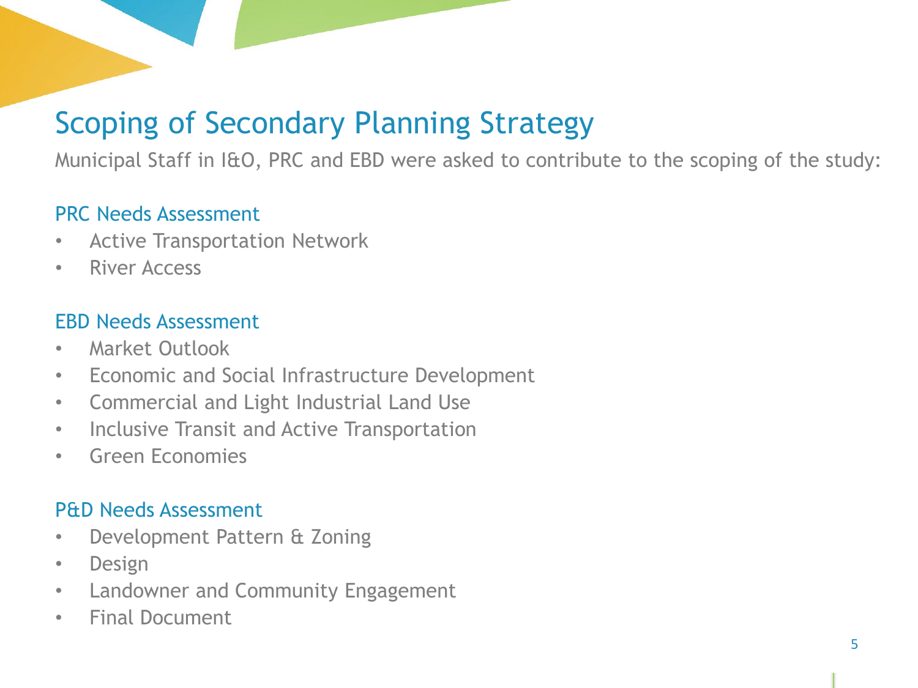# Scoping of Secondary Planning Strategy

Municipal Staff in I&O, PRC and EBD were asked to contribute to the scoping of the study:

### PRC Needs Assessment

- Active Transportation Network
- River Access

### EBD Needs Assessment

- Market Outlook
- Economic and Social Infrastructure Development
- Commercial and Light Industrial Land Use
- Inclusive Transit and Active Transportation
- Green Economies

### P&D Needs Assessment

- Development Pattern & Zoning
- Design
- Landowner and Community Engagement
- Final Document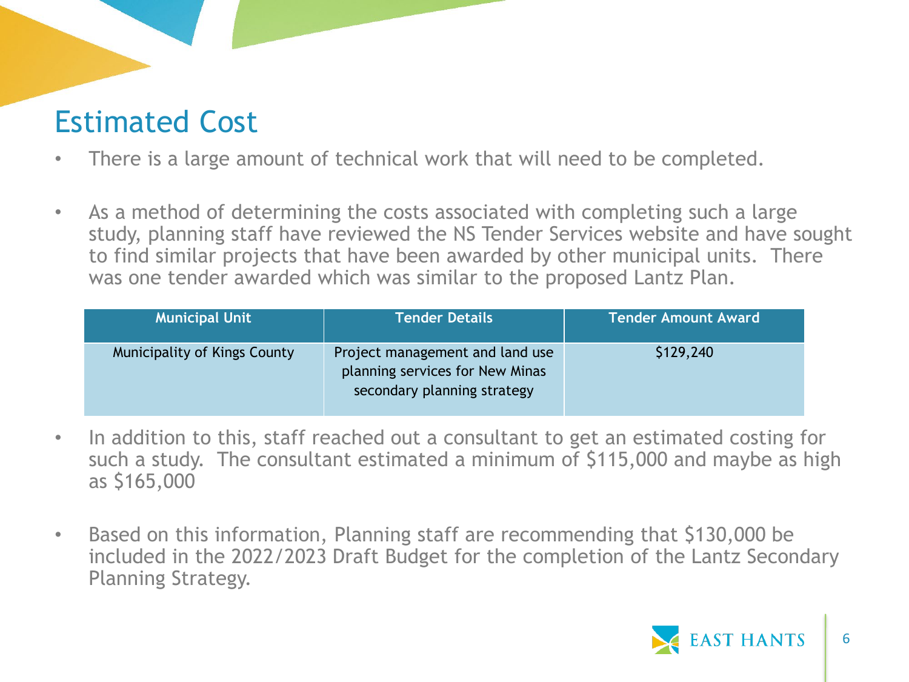## Estimated Cost

- There is a large amount of technical work that will need to be completed.
- As a method of determining the costs associated with completing such a large study, planning staff have reviewed the NS Tender Services website and have sought to find similar projects that have been awarded by other municipal units. There was one tender awarded which was similar to the proposed Lantz Plan.

| Municipal Unit | Tender Details | Tender Amount Award |
| --- | --- | --- |
| Municipality of Kings County | Project management and land use planning services for New Minas secondary planning strategy | $129,240 |

- In addition to this, staff reached out a consultant to get an estimated costing for such a study. The consultant estimated a minimum of $115,000 and maybe as high as $165,000
- Based on this information, Planning staff are recommending that $130,000 be included in the 2022/2023 Draft Budget for the completion of the Lantz Secondary Planning Strategy.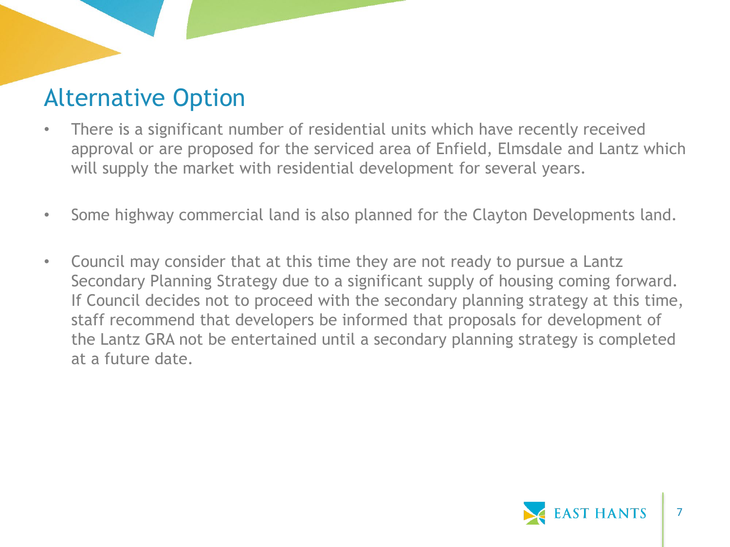# Alternative Option

- There is a significant number of residential units which have recently received approval or are proposed for the serviced area of Enfield, Elmsdale and Lantz which will supply the market with residential development for several years.

- Some highway commercial land is also planned for the Clayton Developments land.

- Council may consider that at this time they are not ready to pursue a Lantz Secondary Planning Strategy due to a significant supply of housing coming forward. If Council decides not to proceed with the secondary planning strategy at this time, staff recommend that developers be informed that proposals for development of the Lantz GRA not be entertained until a secondary planning strategy is completed at a future date.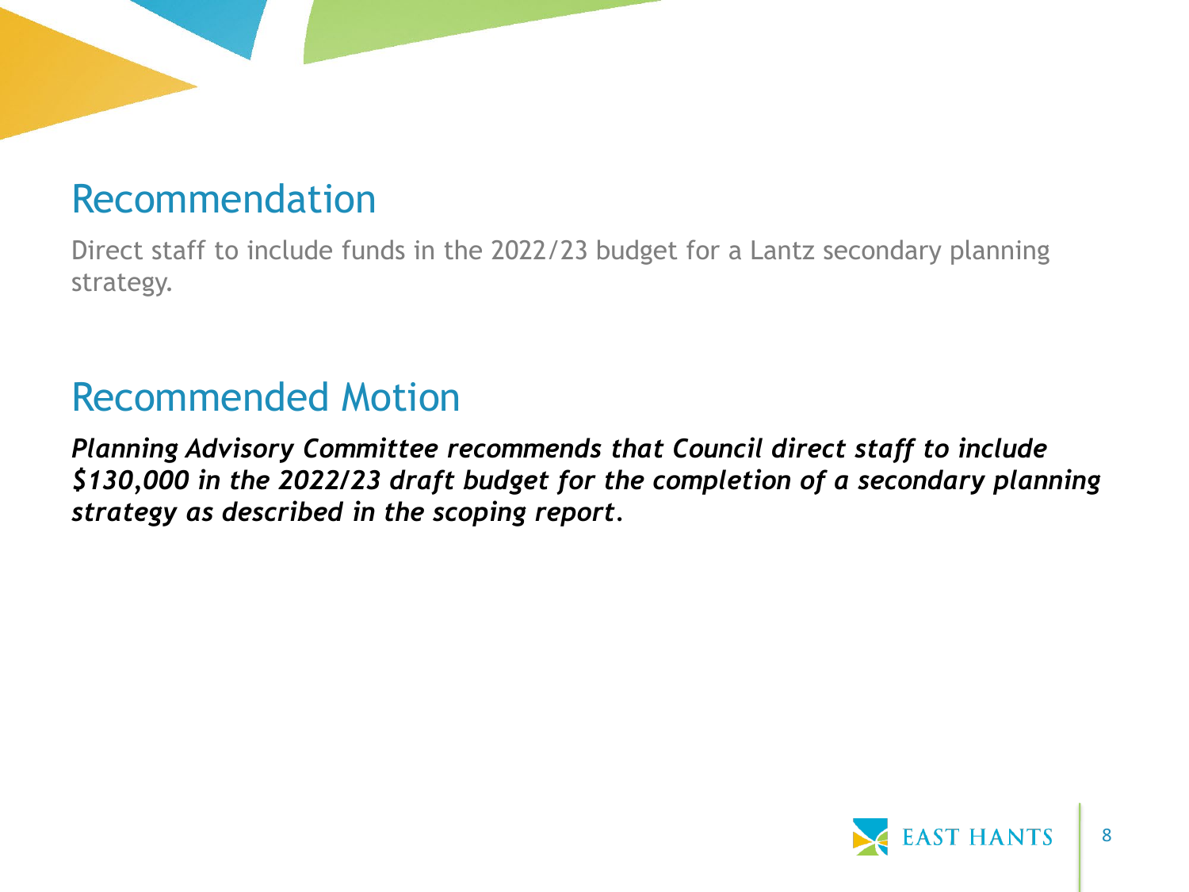## Recommendation

Direct staff to include funds in the 2022/23 budget for a Lantz secondary planning strategy.

## Recommended Motion

***Planning Advisory Committee recommends that Council direct staff to include $130,000 in the 2022/23 draft budget for the completion of a secondary planning strategy as described in the scoping report.***